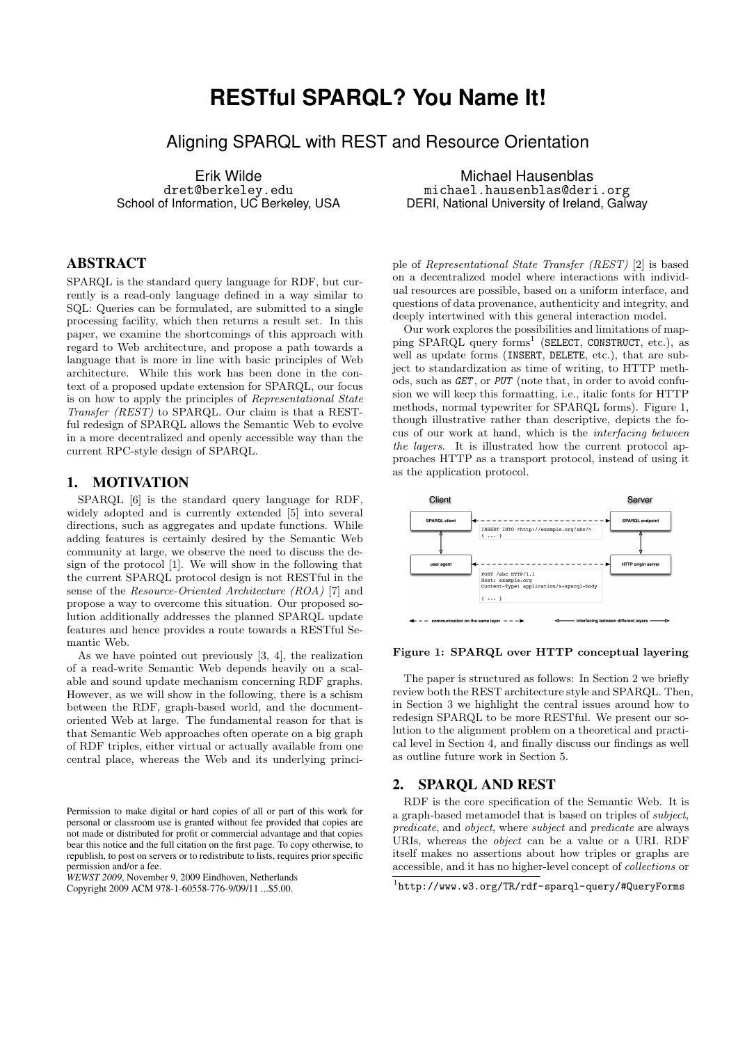# RESTful SPARQL? You Name It!

## Aligning SPARQL with REST and Resource Orientation

Erik Wilde
dret@berkeley.edu
School of Information, UC Berkeley, USA

Michael Hausenblas
michael.hausenblas@deri.org
DERI, National University of Ireland, Galway

## ABSTRACT

SPARQL is the standard query language for RDF, but currently is a read-only language defined in a way similar to SQL: Queries can be formulated, are submitted to a single processing facility, which then returns a result set. In this paper, we examine the shortcomings of this approach with regard to Web architecture, and propose a path towards a language that is more in line with basic principles of Web architecture. While this work has been done in the context of a proposed update extension for SPARQL, our focus is on how to apply the principles of *Representational State Transfer (REST)* to SPARQL. Our claim is that a RESTful redesign of SPARQL allows the Semantic Web to evolve in a more decentralized and openly accessible way than the current RPC-style design of SPARQL.

## 1. MOTIVATION

SPARQL [6] is the standard query language for RDF, widely adopted and is currently extended [5] into several directions, such as aggregates and update functions. While adding features is certainly desired by the Semantic Web community at large, we observe the need to discuss the design of the protocol [1]. We will show in the following that the current SPARQL protocol design is not RESTful in the sense of the *Resource-Oriented Architecture (ROA)* [7] and propose a way to overcome this situation. Our proposed solution additionally addresses the planned SPARQL update features and hence provides a route towards a RESTful Semantic Web.

As we have pointed out previously [3, 4], the realization of a read-write Semantic Web depends heavily on a scalable and sound update mechanism concerning RDF graphs. However, as we will show in the following, there is a schism between the RDF, graph-based world, and the document-oriented Web at large. The fundamental reason for that is that Semantic Web approaches often operate on a big graph of RDF triples, either virtual or actually available from one central place, whereas the Web and its underlying principle of *Representational State Transfer (REST)* [2] is based on a decentralized model where interactions with individual resources are possible, based on a uniform interface, and questions of data provenance, authenticity and integrity, and deeply intertwined with this general interaction model.

Our work explores the possibilities and limitations of mapping SPARQL query forms[1] (`SELECT`, `CONSTRUCT`, etc.), as well as update forms (`INSERT`, `DELETE`, etc.), that are subject to standardization as time of writing, to HTTP methods, such as *GET*, or *PUT* (note that, in order to avoid confusion we will keep this formatting, i.e., italic fonts for HTTP methods, normal typewriter for SPARQL forms). Figure 1, though illustrative rather than descriptive, depicts the focus of our work at hand, which is the *interfacing between the layers*. It is illustrated how the current protocol approaches HTTP as a transport protocol, instead of using it as the application protocol.

**Figure 1: SPARQL over HTTP conceptual layering**

The paper is structured as follows: In Section 2 we briefly review both the REST architecture style and SPARQL. Then, in Section 3 we highlight the central issues around how to redesign SPARQL to be more RESTful. We present our solution to the alignment problem on a theoretical and practical level in Section 4, and finally discuss our findings as well as outline future work in Section 5.

## 2. SPARQL AND REST

RDF is the core specification of the Semantic Web. It is a graph-based metamodel that is based on triples of *subject*, *predicate*, and *object*, where *subject* and *predicate* are always URIs, whereas the *object* can be a value or a URI. RDF itself makes no assertions about how triples or graphs are accessible, and it has no higher-level concept of *collections* or

[1] http://www.w3.org/TR/rdf-sparql-query/#QueryForms

Permission to make digital or hard copies of all or part of this work for personal or classroom use is granted without fee provided that copies are not made or distributed for profit or commercial advantage and that copies bear this notice and the full citation on the first page. To copy otherwise, to republish, to post on servers or to redistribute to lists, requires prior specific permission and/or a fee.
*WEWST 2009*, November 9, 2009 Eindhoven, Netherlands
Copyright 2009 ACM 978-1-60558-776-9/09/11 ...$5.00.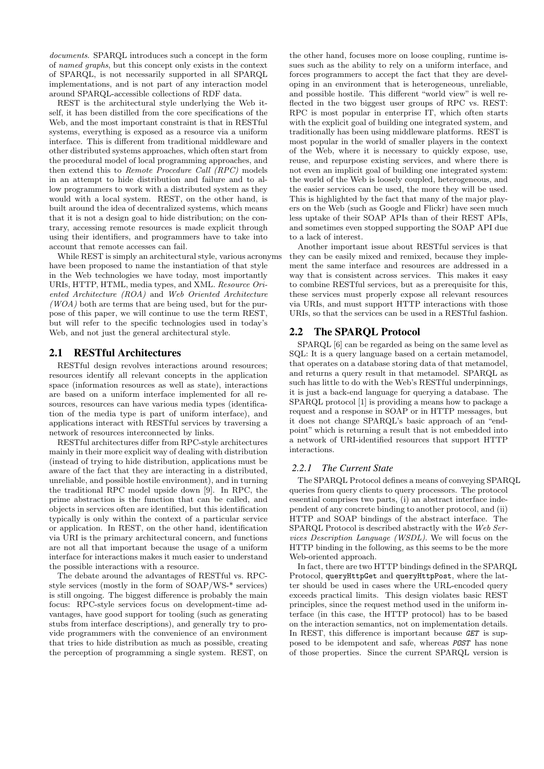*documents*. SPARQL introduces such a concept in the form of *named graphs*, but this concept only exists in the context of SPARQL, is not necessarily supported in all SPARQL implementations, and is not part of any interaction model around SPARQL-accessible collections of RDF data.

REST is the architectural style underlying the Web itself, it has been distilled from the core specifications of the Web, and the most important constraint is that in RESTful systems, everything is exposed as a resource via a uniform interface. This is different from traditional middleware and other distributed systems approaches, which often start from the procedural model of local programming approaches, and then extend this to *Remote Procedure Call (RPC)* models in an attempt to hide distribution and failure and to allow programmers to work with a distributed system as they would with a local system. REST, on the other hand, is built around the idea of decentralized systems, which means that it is not a design goal to hide distribution; on the contrary, accessing remote resources is made explicit through using their identifiers, and programmers have to take into account that remote accesses can fail.

While REST is simply an architectural style, various acronyms have been proposed to name the instantiation of that style in the Web technologies we have today, most importantly URIs, HTTP, HTML, media types, and XML. *Resource Oriented Architecture (ROA)* and *Web Oriented Architecture (WOA)* both are terms that are being used, but for the purpose of this paper, we will continue to use the term REST, but will refer to the specific technologies used in today's Web, and not just the general architectural style.

## 2.1 RESTful Architectures

RESTful design revolves interactions around resources; resources identify all relevant concepts in the application space (information resources as well as state), interactions are based on a uniform interface implemented for all resources, resources can have various media types (identification of the media type is part of uniform interface), and applications interact with RESTful services by traversing a network of resources interconnected by links.

RESTful architectures differ from RPC-style architectures mainly in their more explicit way of dealing with distribution (instead of trying to hide distribution, applications must be aware of the fact that they are interacting in a distributed, unreliable, and possible hostile environment), and in turning the traditional RPC model upside down [9]. In RPC, the prime abstraction is the function that can be called, and objects in services often are identified, but this identification typically is only within the context of a particular service or application. In REST, on the other hand, identification via URI is the primary architectural concern, and functions are not all that important because the usage of a uniform interface for interactions makes it much easier to understand the possible interactions with a resource.

The debate around the advantages of RESTful vs. RPC-style services (mostly in the form of SOAP/WS-* services) is still ongoing. The biggest difference is probably the main focus: RPC-style services focus on development-time advantages, have good support for tooling (such as generating stubs from interface descriptions), and generally try to provide programmers with the convenience of an environment that tries to hide distribution as much as possible, creating the perception of programming a single system. REST, on the other hand, focuses more on loose coupling, runtime issues such as the ability to rely on a uniform interface, and forces programmers to accept the fact that they are developing in an environment that is heterogeneous, unreliable, and possible hostile. This different "world view" is well reflected in the two biggest user groups of RPC vs. REST: RPC is most popular in enterprise IT, which often starts with the explicit goal of building one integrated system, and traditionally has been using middleware platforms. REST is most popular in the world of smaller players in the context of the Web, where it is necessary to quickly expose, use, reuse, and repurpose existing services, and where there is not even an implicit goal of building one integrated system: the world of the Web is loosely coupled, heterogeneous, and the easier services can be used, the more they will be used. This is highlighted by the fact that many of the major players on the Web (such as Google and Flickr) have seen much less uptake of their SOAP APIs than of their REST APIs, and sometimes even stopped supporting the SOAP API due to a lack of interest.

Another important issue about RESTful services is that they can be easily mixed and remixed, because they implement the same interface and resources are addressed in a way that is consistent across services. This makes it easy to combine RESTful services, but as a prerequisite for this, these services must properly expose all relevant resources via URIs, and must support HTTP interactions with those URIs, so that the services can be used in a RESTful fashion.

## 2.2 The SPARQL Protocol

SPARQL [6] can be regarded as being on the same level as SQL: It is a query language based on a certain metamodel, that operates on a database storing data of that metamodel, and returns a query result in that metamodel. SPARQL as such has little to do with the Web's RESTful underpinnings, it is just a back-end language for querying a database. The SPARQL protocol [1] is providing a means how to package a request and a response in SOAP or in HTTP messages, but it does not change SPARQL's basic approach of an "endpoint" which is returning a result that is not embedded into a network of URI-identified resources that support HTTP interactions.

### 2.2.1 The Current State

The SPARQL Protocol defines a means of conveying SPARQL queries from query clients to query processors. The protocol essential comprises two parts, (i) an abstract interface independent of any concrete binding to another protocol, and (ii) HTTP and SOAP bindings of the abstract interface. The SPARQL Protocol is described abstractly with the *Web Services Description Language (WSDL)*. We will focus on the HTTP binding in the following, as this seems to be the more Web-oriented approach.

In fact, there are two HTTP bindings defined in the SPARQL Protocol, `queryHttpGet` and `queryHttpPost`, where the latter should be used in cases where the URL-encoded query exceeds practical limits. This design violates basic REST principles, since the request method used in the uniform interface (in this case, the HTTP protocol) has to be based on the interaction semantics, not on implementation details. In REST, this difference is important because `GET` is supposed to be idempotent and safe, whereas `POST` has none of those properties. Since the current SPARQL version is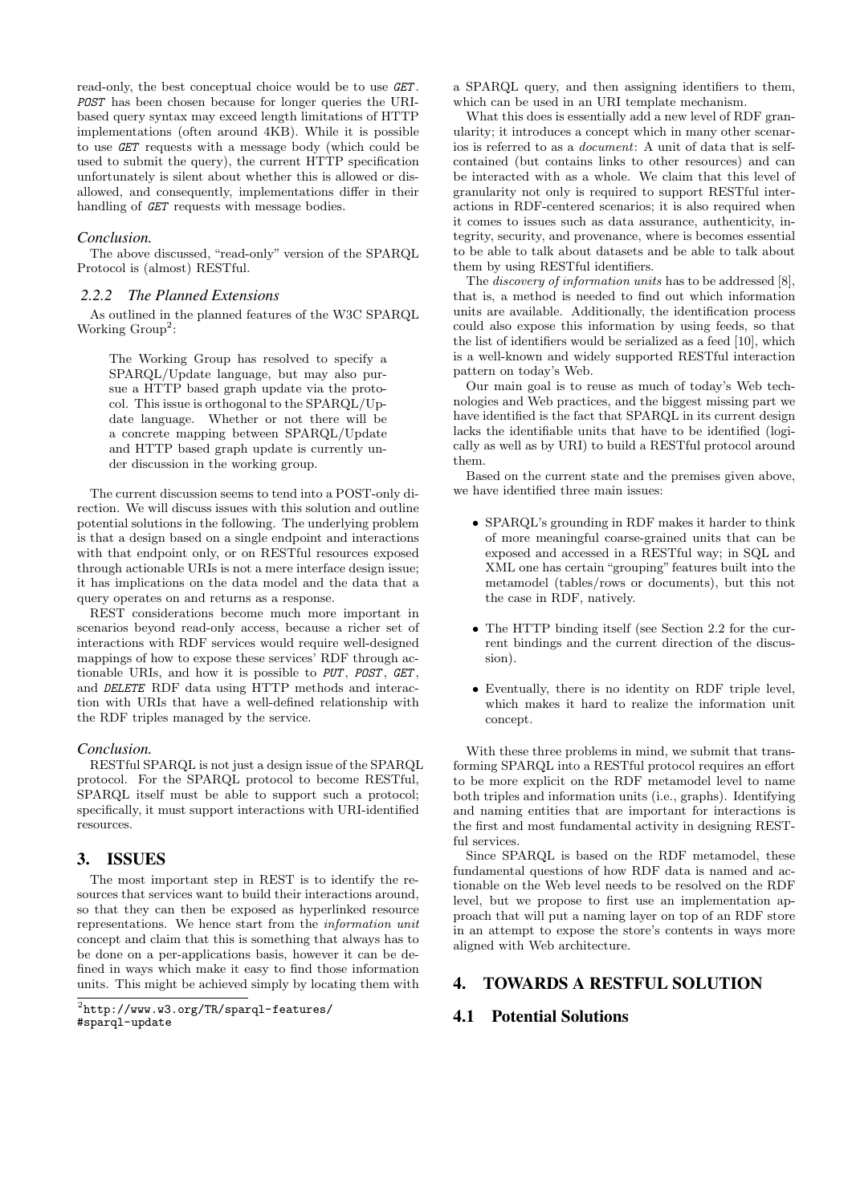read-only, the best conceptual choice would be to use *GET*. *POST* has been chosen because for longer queries the URI-based query syntax may exceed length limitations of HTTP implementations (often around 4KB). While it is possible to use *GET* requests with a message body (which could be used to submit the query), the current HTTP specification unfortunately is silent about whether this is allowed or disallowed, and consequently, implementations differ in their handling of *GET* requests with message bodies.

#### Conclusion.

The above discussed, "read-only" version of the SPARQL Protocol is (almost) RESTful.

### 2.2.2 The Planned Extensions

As outlined in the planned features of the W3C SPARQL Working Group[2]:

> The Working Group has resolved to specify a SPARQL/Update language, but may also pursue a HTTP based graph update via the protocol. This issue is orthogonal to the SPARQL/Update language. Whether or not there will be a concrete mapping between SPARQL/Update and HTTP based graph update is currently under discussion in the working group.

The current discussion seems to tend into a POST-only direction. We will discuss issues with this solution and outline potential solutions in the following. The underlying problem is that a design based on a single endpoint and interactions with that endpoint only, or on RESTful resources exposed through actionable URIs is not a mere interface design issue; it has implications on the data model and the data that a query operates on and returns as a response.

REST considerations become much more important in scenarios beyond read-only access, because a richer set of interactions with RDF services would require well-designed mappings of how to expose these services' RDF through actionable URIs, and how it is possible to *PUT*, *POST*, *GET*, and *DELETE* RDF data using HTTP methods and interaction with URIs that have a well-defined relationship with the RDF triples managed by the service.

#### Conclusion.

RESTful SPARQL is not just a design issue of the SPARQL protocol. For the SPARQL protocol to become RESTful, SPARQL itself must be able to support such a protocol; specifically, it must support interactions with URI-identified resources.

## 3. ISSUES

The most important step in REST is to identify the resources that services want to build their interactions around, so that they can then be exposed as hyperlinked resource representations. We hence start from the *information unit* concept and claim that this is something that always has to be done on a per-applications basis, however it can be defined in ways which make it easy to find those information units. This might be achieved simply by locating them with a SPARQL query, and then assigning identifiers to them, which can be used in an URI template mechanism.

What this does is essentially add a new level of RDF granularity; it introduces a concept which in many other scenarios is referred to as a *document*: A unit of data that is self-contained (but contains links to other resources) and can be interacted with as a whole. We claim that this level of granularity not only is required to support RESTful interactions in RDF-centered scenarios; it is also required when it comes to issues such as data assurance, authenticity, integrity, security, and provenance, where is becomes essential to be able to talk about datasets and be able to talk about them by using RESTful identifiers.

The *discovery of information units* has to be addressed [8], that is, a method is needed to find out which information units are available. Additionally, the identification process could also expose this information by using feeds, so that the list of identifiers would be serialized as a feed [10], which is a well-known and widely supported RESTful interaction pattern on today's Web.

Our main goal is to reuse as much of today's Web technologies and Web practices, and the biggest missing part we have identified is the fact that SPARQL in its current design lacks the identifiable units that have to be identified (logically as well as by URI) to build a RESTful protocol around them.

Based on the current state and the premises given above, we have identified three main issues:

- SPARQL's grounding in RDF makes it harder to think of more meaningful coarse-grained units that can be exposed and accessed in a RESTful way; in SQL and XML one has certain "grouping" features built into the metamodel (tables/rows or documents), but this not the case in RDF, natively.
- The HTTP binding itself (see Section 2.2 for the current bindings and the current direction of the discussion).
- Eventually, there is no identity on RDF triple level, which makes it hard to realize the information unit concept.

With these three problems in mind, we submit that transforming SPARQL into a RESTful protocol requires an effort to be more explicit on the RDF metamodel level to name both triples and information units (i.e., graphs). Identifying and naming entities that are important for interactions is the first and most fundamental activity in designing RESTful services.

Since SPARQL is based on the RDF metamodel, these fundamental questions of how RDF data is named and actionable on the Web level needs to be resolved on the RDF level, but we propose to first use an implementation approach that will put a naming layer on top of an RDF store in an attempt to expose the store's contents in ways more aligned with Web architecture.

## 4. TOWARDS A RESTFUL SOLUTION

### 4.1 Potential Solutions

[2] http://www.w3.org/TR/sparql-features/#sparql-update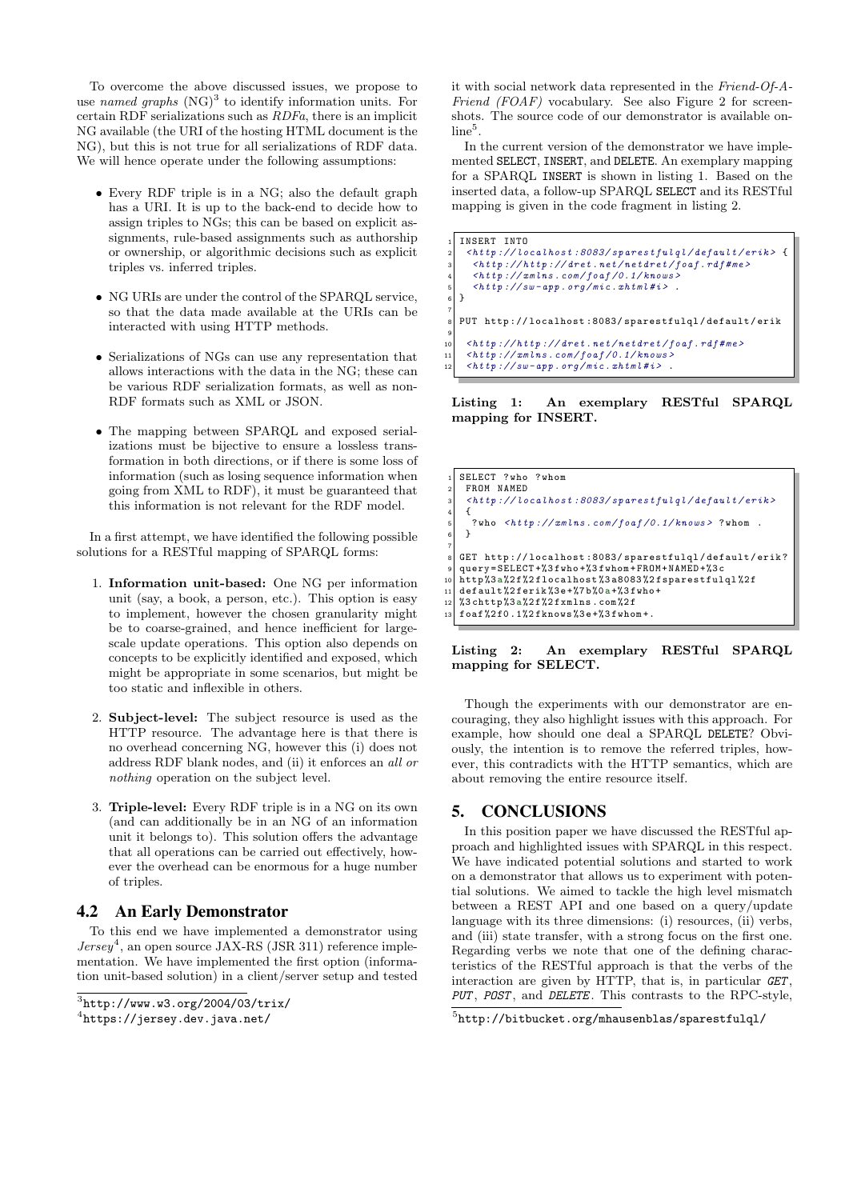To overcome the above discussed issues, we propose to use *named graphs* (NG)[3] to identify information units. For certain RDF serializations such as *RDFa*, there is an implicit NG available (the URI of the hosting HTML document is the NG), but this is not true for all serializations of RDF data. We will hence operate under the following assumptions:

- Every RDF triple is in a NG; also the default graph has a URI. It is up to the back-end to decide how to assign triples to NGs; this can be based on explicit assignments, rule-based assignments such as authorship or ownership, or algorithmic decisions such as explicit triples vs. inferred triples.
- NG URIs are under the control of the SPARQL service, so that the data made available at the URIs can be interacted with using HTTP methods.
- Serializations of NGs can use any representation that allows interactions with the data in the NG; these can be various RDF serialization formats, as well as non-RDF formats such as XML or JSON.
- The mapping between SPARQL and exposed serializations must be bijective to ensure a lossless transformation in both directions, or if there is some loss of information (such as losing sequence information when going from XML to RDF), it must be guaranteed that this information is not relevant for the RDF model.

In a first attempt, we have identified the following possible solutions for a RESTful mapping of SPARQL forms:

1. **Information unit-based:** One NG per information unit (say, a book, a person, etc.). This option is easy to implement, however the chosen granularity might be to coarse-grained, and hence inefficient for large-scale update operations. This option also depends on concepts to be explicitly identified and exposed, which might be appropriate in some scenarios, but might be too static and inflexible in others.
2. **Subject-level:** The subject resource is used as the HTTP resource. The advantage here is that there is no overhead concerning NG, however this (i) does not address RDF blank nodes, and (ii) it enforces an *all or nothing* operation on the subject level.
3. **Triple-level:** Every RDF triple is in a NG on its own (and can additionally be in an NG of an information unit it belongs to). This solution offers the advantage that all operations can be carried out effectively, however the overhead can be enormous for a huge number of triples.

## 4.2 An Early Demonstrator

To this end we have implemented a demonstrator using *Jersey*[4], an open source JAX-RS (JSR 311) reference implementation. We have implemented the first option (information unit-based solution) in a client/server setup and tested it with social network data represented in the *Friend-Of-A-Friend (FOAF)* vocabulary. See also Figure 2 for screenshots. The source code of our demonstrator is available online[5].

In the current version of the demonstrator we have implemented SELECT, INSERT, and DELETE. An exemplary mapping for a SPARQL INSERT is shown in listing 1. Based on the inserted data, a follow-up SPARQL SELECT and its RESTful mapping is given in the code fragment in listing 2.

```
INSERT INTO
 <http://localhost:8083/sparestfulql/default/erik> {
  <http://http://dret.net/netdret/foaf.rdf#me>
  <http://xmlns.com/foaf/0.1/knows>
  <http://sw-app.org/mic.xhtml#i> .
}

PUT http://localhost:8083/sparestfulql/default/erik

 <http://http://dret.net/netdret/foaf.rdf#me>
 <http://xmlns.com/foaf/0.1/knows>
 <http://sw-app.org/mic.xhtml#i> .
```

**Listing 1: An exemplary RESTful SPARQL mapping for INSERT.**

```
SELECT ?who ?whom
 FROM NAMED
 <http://localhost:8083/sparestfulql/default/erik>
 {
  ?who <http://xmlns.com/foaf/0.1/knows> ?whom .
 }

GET http://localhost:8083/sparestfulql/default/erik?
query=SELECT+%3fwho+%3fwhom+FROM+NAMED+%3c
http%3a%2f%2flocalhost%3a8083%2fsparestfulql%2f
default%2ferik%3e+%7b%0a+%3fwho+
%3chttp%3a%2f%2fxmlns.com%2f
foaf%2f0.1%2fknows%3e+%3fwhom+.
```

**Listing 2: An exemplary RESTful SPARQL mapping for SELECT.**

Though the experiments with our demonstrator are encouraging, they also highlight issues with this approach. For example, how should one deal a SPARQL DELETE? Obviously, the intention is to remove the referred triples, however, this contradicts with the HTTP semantics, which are about removing the entire resource itself.

# 5. CONCLUSIONS

In this position paper we have discussed the RESTful approach and highlighted issues with SPARQL in this respect. We have indicated potential solutions and started to work on a demonstrator that allows us to experiment with potential solutions. We aimed to tackle the high level mismatch between a REST API and one based on a query/update language with its three dimensions: (i) resources, (ii) verbs, and (iii) state transfer, with a strong focus on the first one. Regarding verbs we note that one of the defining characteristics of the RESTful approach is that the verbs of the interaction are given by HTTP, that is, in particular *GET*, *PUT*, *POST*, and *DELETE*. This contrasts to the RPC-style,

[3] http://www.w3.org/2004/03/trix/

[4] https://jersey.dev.java.net/

[5] http://bitbucket.org/mhausenblas/sparestfulql/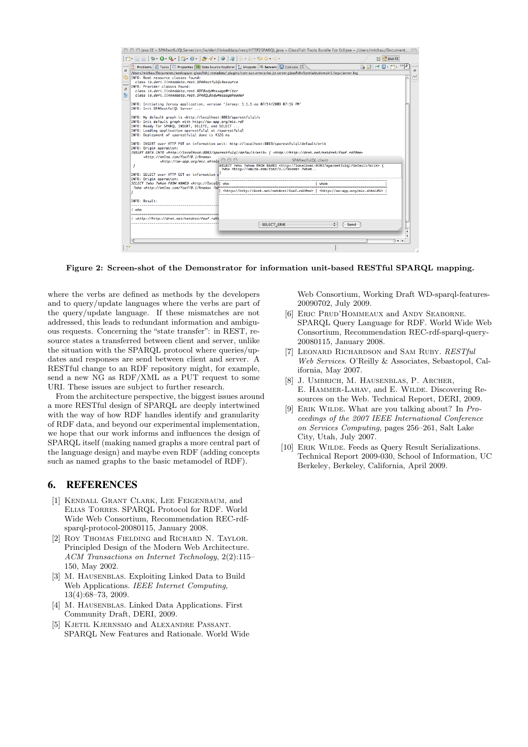**Figure 2: Screen-shot of the Demonstrator for information unit-based RESTful SPARQL mapping.**

where the verbs are defined as methods by the developers and to query/update languages where the verbs are part of the query/update language. If these mismatches are not addressed, this leads to redundant information and ambiguous requests. Concerning the "state transfer": in REST, resource states a transferred between client and server, unlike the situation with the SPARQL protocol where queries/updates and responses are send between client and server. A RESTful change to an RDF repository might, for example, send a new NG as RDF/XML as a PUT request to some URI. These issues are subject to further research.

From the architecture perspective, the biggest issues around a more RESTful design of SPARQL are deeply intertwined with the way of how RDF handles identify and granularity of RDF data, and beyond our experimental implementation, we hope that our work informs and influences the design of SPARQL itself (making named graphs a more central part of the language design) and maybe even RDF (adding concepts such as named graphs to the basic metamodel of RDF).

## 6. REFERENCES

[1] Kendall Grant Clark, Lee Feigenbaum, and Elias Torres. SPARQL Protocol for RDF. World Wide Web Consortium, Recommendation REC-rdf-sparql-protocol-20080115, January 2008.

[2] Roy Thomas Fielding and Richard N. Taylor. Principled Design of the Modern Web Architecture. *ACM Transactions on Internet Technology*, 2(2):115–150, May 2002.

[3] M. Hausenblas. Exploiting Linked Data to Build Web Applications. *IEEE Internet Computing*, 13(4):68–73, 2009.

[4] M. Hausenblas. Linked Data Applications. First Community Draft, DERI, 2009.

[5] Kjetil Kjernsmo and Alexandre Passant. SPARQL New Features and Rationale. World Wide Web Consortium, Working Draft WD-sparql-features-20090702, July 2009.

[6] Eric Prud'hommeaux and Andy Seaborne. SPARQL Query Language for RDF. World Wide Web Consortium, Recommendation REC-rdf-sparql-query-20080115, January 2008.

[7] Leonard Richardson and Sam Ruby. *RESTful Web Services*. O'Reilly & Associates, Sebastopol, California, May 2007.

[8] J. Umbrich, M. Hausenblas, P. Archer, E. Hammer-Lahav, and E. Wilde. Discovering Resources on the Web. Technical Report, DERI, 2009.

[9] Erik Wilde. What are you talking about? In *Proceedings of the 2007 IEEE International Conference on Services Computing*, pages 256–261, Salt Lake City, Utah, July 2007.

[10] Erik Wilde. Feeds as Query Result Serializations. Technical Report 2009-030, School of Information, UC Berkeley, Berkeley, California, April 2009.